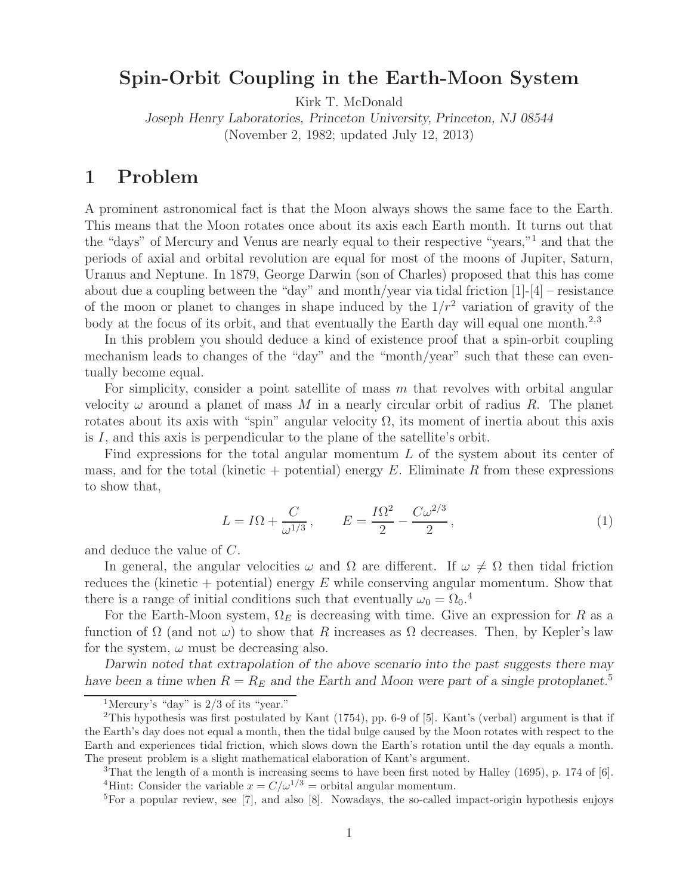# Spin-Orbit Coupling in the Earth-Moon System

Kirk T. McDonald

*Joseph Henry Laboratories, Princeton University, Princeton, NJ 08544*

(November 2, 1982; updated July 12, 2013)

## 1 Problem

A prominent astronomical fact is that the Moon always shows the same face to the Earth. This means that the Moon rotates once about its axis each Earth month. It turns out that the "days" of Mercury and Venus are nearly equal to their respective "years,"[1] and that the periods of axial and orbital revolution are equal for most of the moons of Jupiter, Saturn, Uranus and Neptune. In 1879, George Darwin (son of Charles) proposed that this has come about due a coupling between the "day" and month/year via tidal friction [1]-[4] – resistance of the moon or planet to changes in shape induced by the $1/r^2$ variation of gravity of the body at the focus of its orbit, and that eventually the Earth day will equal one month.[2,3]

In this problem you should deduce a kind of existence proof that a spin-orbit coupling mechanism leads to changes of the "day" and the "month/year" such that these can eventually become equal.

For simplicity, consider a point satellite of mass $m$ that revolves with orbital angular velocity $\omega$ around a planet of mass $M$ in a nearly circular orbit of radius $R$. The planet rotates about its axis with "spin" angular velocity $\Omega$, its moment of inertia about this axis is $I$, and this axis is perpendicular to the plane of the satellite's orbit.

Find expressions for the total angular momentum $L$ of the system about its center of mass, and for the total (kinetic + potential) energy $E$. Eliminate $R$ from these expressions to show that,

$$L = I\Omega + \frac{C}{\omega^{1/3}}, \qquad E = \frac{I\Omega^2}{2} - \frac{C\omega^{2/3}}{2}, \tag{1}$$

and deduce the value of $C$.

In general, the angular velocities $\omega$ and $\Omega$ are different. If $\omega \neq \Omega$ then tidal friction reduces the (kinetic + potential) energy $E$ while conserving angular momentum. Show that there is a range of initial conditions such that eventually $\omega_0 = \Omega_0$.[4]

For the Earth-Moon system, $\Omega_E$ is decreasing with time. Give an expression for $R$ as a function of $\Omega$ (and not $\omega$) to show that $R$ increases as $\Omega$ decreases. Then, by Kepler's law for the system, $\omega$ must be decreasing also.

*Darwin noted that extrapolation of the above scenario into the past suggests there may have been a time when $R = R_E$ and the Earth and Moon were part of a single protoplanet.*[5]

---

[1] Mercury's "day" is 2/3 of its "year."

[2] This hypothesis was first postulated by Kant (1754), pp. 6-9 of [5]. Kant's (verbal) argument is that if the Earth's day does not equal a month, then the tidal bulge caused by the Moon rotates with respect to the Earth and experiences tidal friction, which slows down the Earth's rotation until the day equals a month. The present problem is a slight mathematical elaboration of Kant's argument.

[3] That the length of a month is increasing seems to have been first noted by Halley (1695), p. 174 of [6].

[4] Hint: Consider the variable $x = C/\omega^{1/3}$ = orbital angular momentum.

[5] For a popular review, see [7], and also [8]. Nowadays, the so-called impact-origin hypothesis enjoys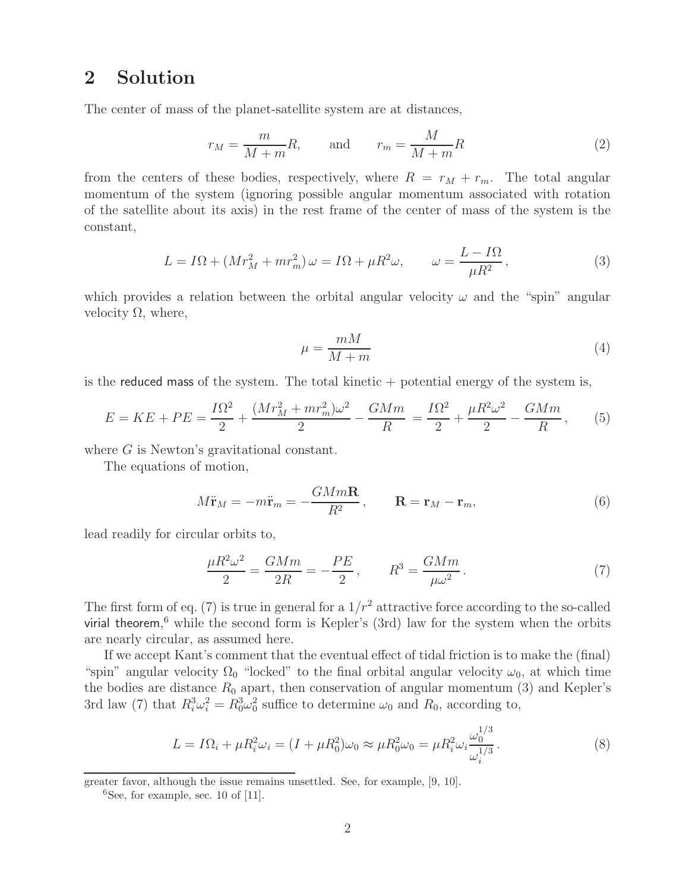## 2 Solution

The center of mass of the planet-satellite system are at distances,

$$r_M = \frac{m}{M+m} R, \qquad \text{and} \qquad r_m = \frac{M}{M+m} R \tag{2}$$

from the centers of these bodies, respectively, where $R = r_M + r_m$. The total angular momentum of the system (ignoring possible angular momentum associated with rotation of the satellite about its axis) in the rest frame of the center of mass of the system is the constant,

$$L = I\Omega + (M r_M^2 + m r_m^2)\,\omega = I\Omega + \mu R^2 \omega, \qquad \omega = \frac{L - I\Omega}{\mu R^2}, \tag{3}$$

which provides a relation between the orbital angular velocity $\omega$ and the "spin" angular velocity $\Omega$, where,

$$\mu = \frac{mM}{M+m} \tag{4}$$

is the reduced mass of the system. The total kinetic + potential energy of the system is,

$$E = KE + PE = \frac{I\Omega^2}{2} + \frac{(M r_M^2 + m r_m^2)\omega^2}{2} - \frac{GMm}{R} = \frac{I\Omega^2}{2} + \frac{\mu R^2 \omega^2}{2} - \frac{GMm}{R}, \tag{5}$$

where $G$ is Newton's gravitational constant.

The equations of motion,

$$M\ddot{\mathbf{r}}_M = -m\ddot{\mathbf{r}}_m = -\frac{GMm\mathbf{R}}{R^2}, \qquad \mathbf{R} = \mathbf{r}_M - \mathbf{r}_m, \tag{6}$$

lead readily for circular orbits to,

$$\frac{\mu R^2 \omega^2}{2} = \frac{GMm}{2R} = -\frac{PE}{2}, \qquad R^3 = \frac{GMm}{\mu\omega^2}. \tag{7}$$

The first form of eq. (7) is true in general for a $1/r^2$ attractive force according to the so-called virial theorem,[6] while the second form is Kepler's (3rd) law for the system when the orbits are nearly circular, as assumed here.

If we accept Kant's comment that the eventual effect of tidal friction is to make the (final) "spin" angular velocity $\Omega_0$ "locked" to the final orbital angular velocity $\omega_0$, at which time the bodies are distance $R_0$ apart, then conservation of angular momentum (3) and Kepler's 3rd law (7) that $R_i^3 \omega_i^2 = R_0^3 \omega_0^2$ suffice to determine $\omega_0$ and $R_0$, according to,

$$L = I\Omega_i + \mu R_i^2 \omega_i = (I + \mu R_0^2)\omega_0 \approx \mu R_0^2 \omega_0 = \mu R_i^2 \omega_i \frac{\omega_0^{1/3}}{\omega_i^{1/3}}. \tag{8}$$

---

greater favor, although the issue remains unsettled. See, for example, [9, 10].

[6] See, for example, sec. 10 of [11].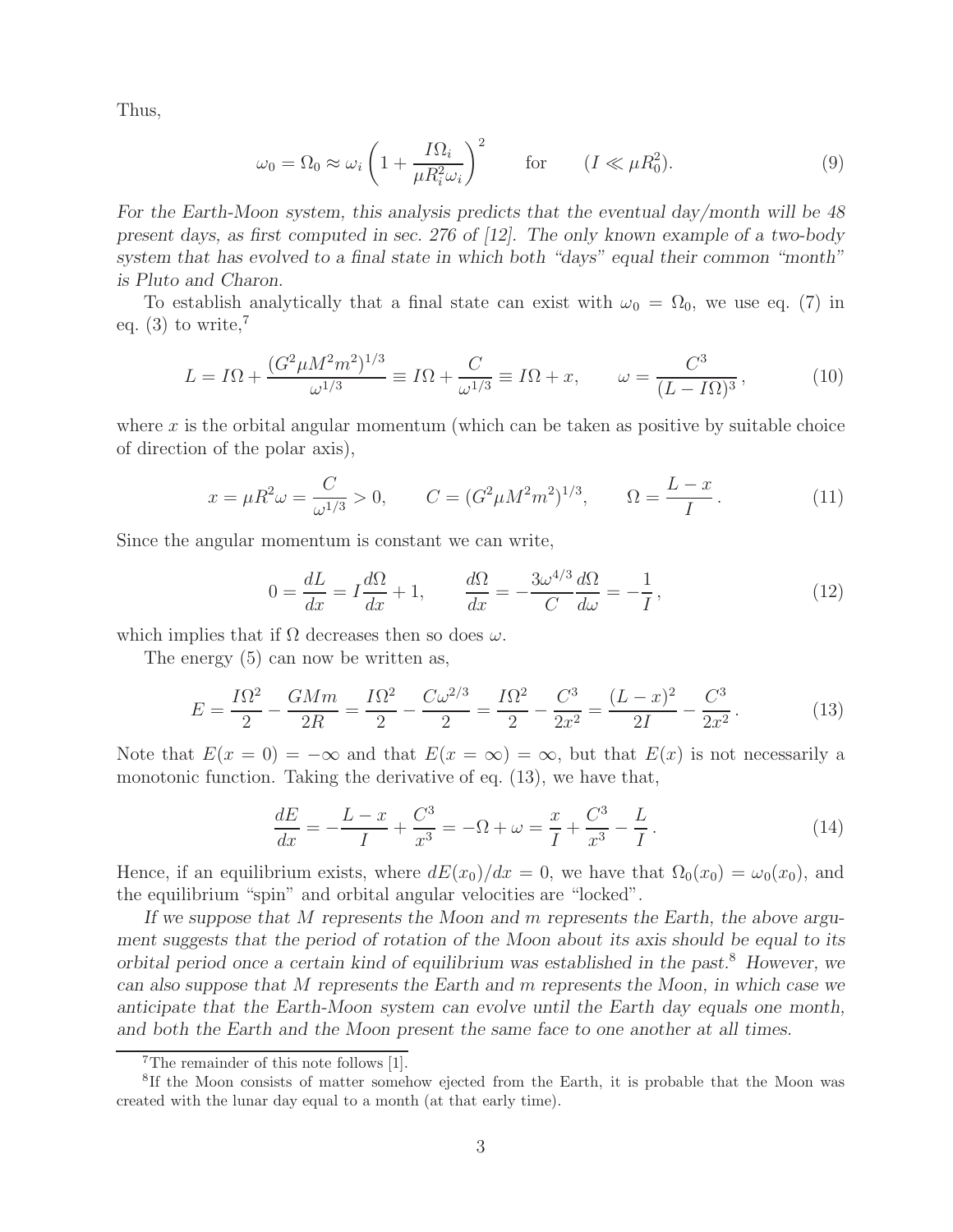Thus,

$$\omega_0 = \Omega_0 \approx \omega_i \left(1 + \frac{I\Omega_i}{\mu R_i^2 \omega_i}\right)^2 \qquad \text{for} \qquad (I \ll \mu R_0^2). \tag{9}$$

*For the Earth-Moon system, this analysis predicts that the eventual day/month will be 48 present days, as first computed in sec. 276 of [12]. The only known example of a two-body system that has evolved to a final state in which both "days" equal their common "month" is Pluto and Charon.*

To establish analytically that a final state can exist with $\omega_0 = \Omega_0$, we use eq. (7) in eq. (3) to write,[7]

$$L = I\Omega + \frac{(G^2 \mu M^2 m^2)^{1/3}}{\omega^{1/3}} \equiv I\Omega + \frac{C}{\omega^{1/3}} \equiv I\Omega + x, \qquad \omega = \frac{C^3}{(L - I\Omega)^3}, \tag{10}$$

where $x$ is the orbital angular momentum (which can be taken as positive by suitable choice of direction of the polar axis),

$$x = \mu R^2 \omega = \frac{C}{\omega^{1/3}} > 0, \qquad C = (G^2 \mu M^2 m^2)^{1/3}, \qquad \Omega = \frac{L - x}{I}. \tag{11}$$

Since the angular momentum is constant we can write,

$$0 = \frac{dL}{dx} = I\frac{d\Omega}{dx} + 1, \qquad \frac{d\Omega}{dx} = -\frac{3\omega^{4/3}}{C}\frac{d\Omega}{d\omega} = -\frac{1}{I}, \tag{12}$$

which implies that if $\Omega$ decreases then so does $\omega$.

The energy (5) can now be written as,

$$E = \frac{I\Omega^2}{2} - \frac{GMm}{2R} = \frac{I\Omega^2}{2} - \frac{C\omega^{2/3}}{2} = \frac{I\Omega^2}{2} - \frac{C^3}{2x^2} = \frac{(L-x)^2}{2I} - \frac{C^3}{2x^2}. \tag{13}$$

Note that $E(x = 0) = -\infty$ and that $E(x = \infty) = \infty$, but that $E(x)$ is not necessarily a monotonic function. Taking the derivative of eq. (13), we have that,

$$\frac{dE}{dx} = -\frac{L - x}{I} + \frac{C^3}{x^3} = -\Omega + \omega = \frac{x}{I} + \frac{C^3}{x^3} - \frac{L}{I}. \tag{14}$$

Hence, if an equilibrium exists, where $dE(x_0)/dx = 0$, we have that $\Omega_0(x_0) = \omega_0(x_0)$, and the equilibrium "spin" and orbital angular velocities are "locked".

*If we suppose that $M$ represents the Moon and $m$ represents the Earth, the above argument suggests that the period of rotation of the Moon about its axis should be equal to its orbital period once a certain kind of equilibrium was established in the past.*[8] *However, we can also suppose that $M$ represents the Earth and $m$ represents the Moon, in which case we anticipate that the Earth-Moon system can evolve until the Earth day equals one month, and both the Earth and the Moon present the same face to one another at all times.*

---

[7] The remainder of this note follows [1].

[8] If the Moon consists of matter somehow ejected from the Earth, it is probable that the Moon was created with the lunar day equal to a month (at that early time).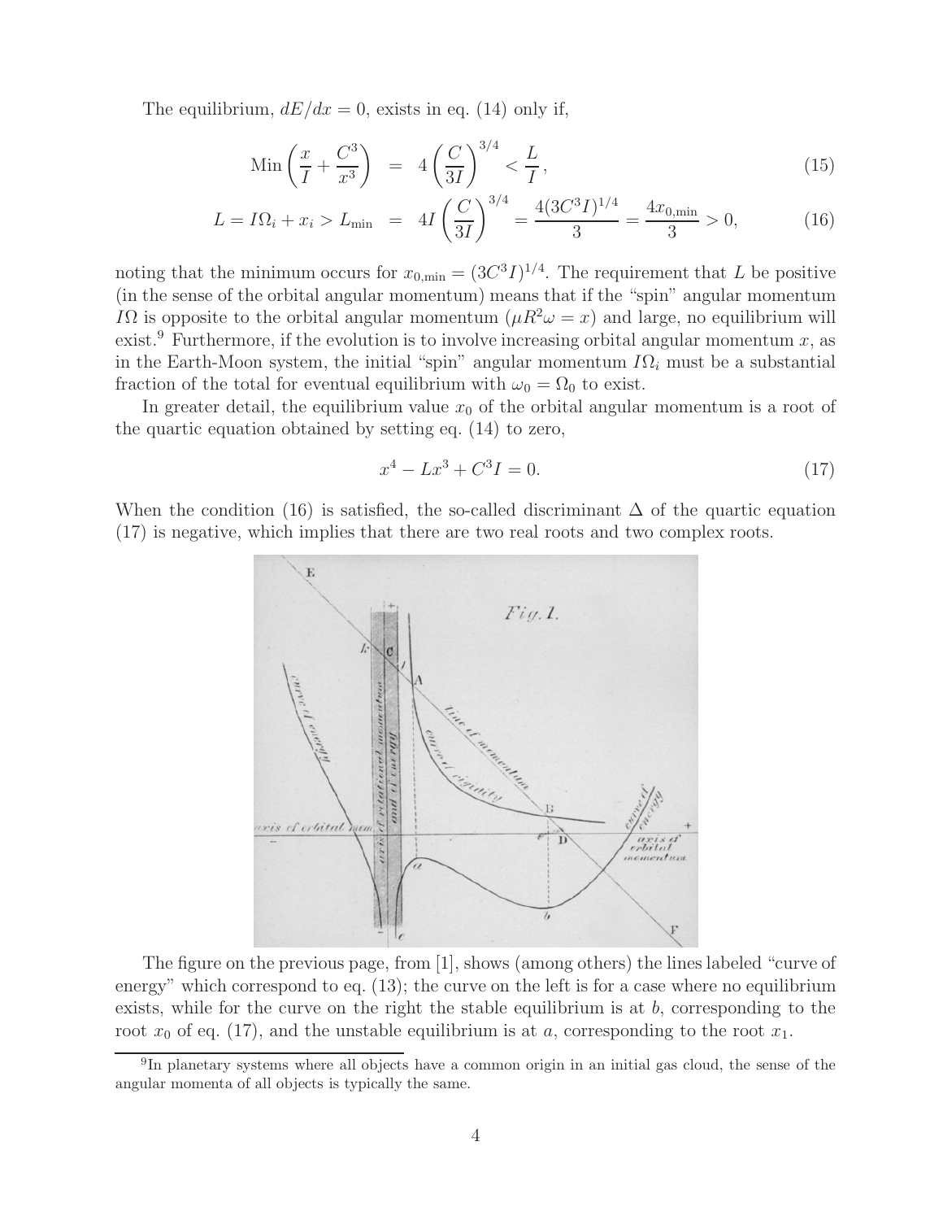The equilibrium, $dE/dx = 0$, exists in eq. (14) only if,

$$\text{Min}\left(\frac{x}{I} + \frac{C^3}{x^3}\right) = 4\left(\frac{C}{3I}\right)^{3/4} < \frac{L}{I}, \tag{15}$$

$$L = I\Omega_i + x_i > L_{\min} = 4I\left(\frac{C}{3I}\right)^{3/4} = \frac{4(3C^3I)^{1/4}}{3} = \frac{4x_{0,\min}}{3} > 0, \tag{16}$$

noting that the minimum occurs for $x_{0,\min} = (3C^3I)^{1/4}$. The requirement that $L$ be positive (in the sense of the orbital angular momentum) means that if the "spin" angular momentum $I\Omega$ is opposite to the orbital angular momentum ($\mu R^2\omega = x$) and large, no equilibrium will exist.[9] Furthermore, if the evolution is to involve increasing orbital angular momentum $x$, as in the Earth-Moon system, the initial "spin" angular momentum $I\Omega_i$ must be a substantial fraction of the total for eventual equilibrium with $\omega_0 = \Omega_0$ to exist.

In greater detail, the equilibrium value $x_0$ of the orbital angular momentum is a root of the quartic equation obtained by setting eq. (14) to zero,

$$x^4 - Lx^3 + C^3I = 0. \tag{17}$$

When the condition (16) is satisfied, the so-called discriminant $\Delta$ of the quartic equation (17) is negative, which implies that there are two real roots and two complex roots.

The figure on the previous page, from [1], shows (among others) the lines labeled "curve of energy" which correspond to eq. (13); the curve on the left is for a case where no equilibrium exists, while for the curve on the right the stable equilibrium is at $b$, corresponding to the root $x_0$ of eq. (17), and the unstable equilibrium is at $a$, corresponding to the root $x_1$.

[9] In planetary systems where all objects have a common origin in an initial gas cloud, the sense of the angular momenta of all objects is typically the same.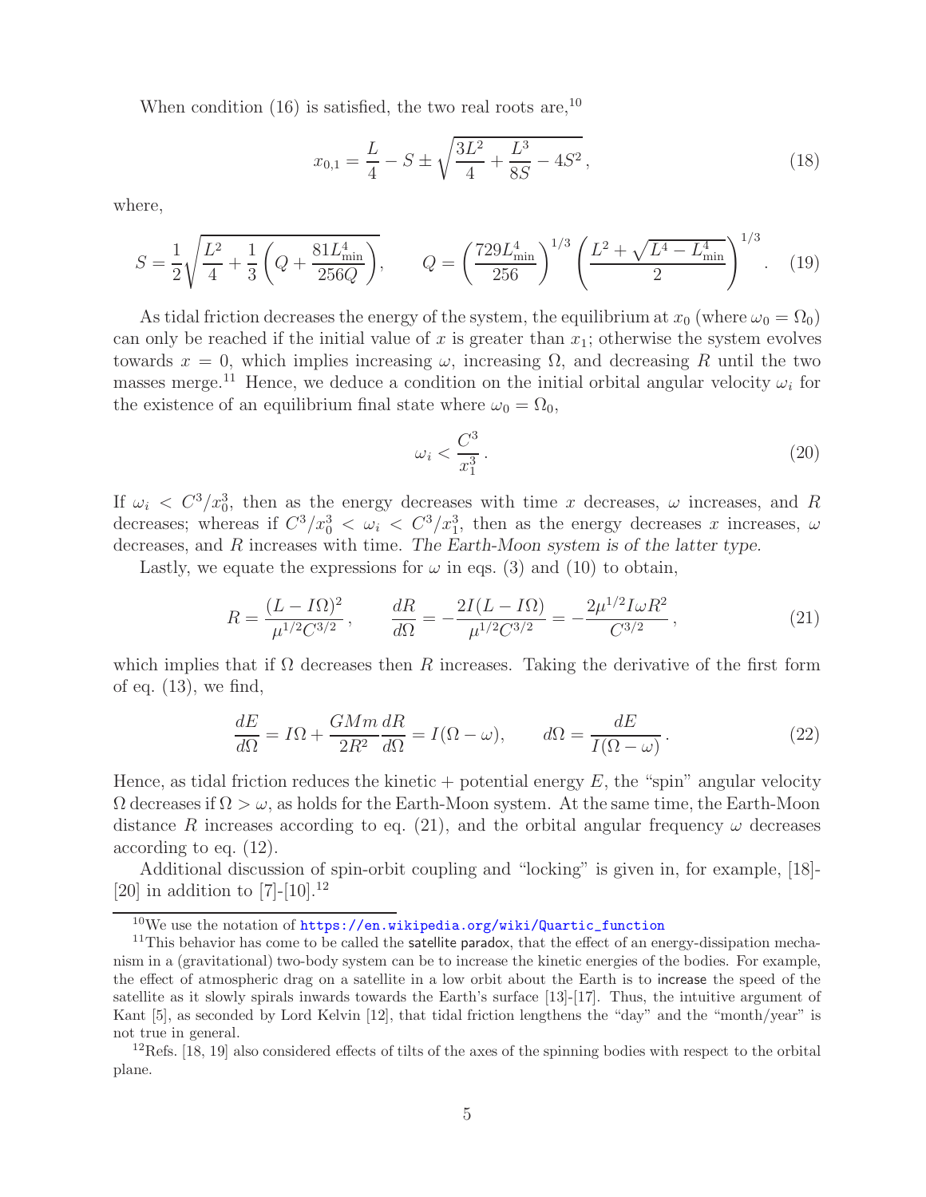When condition (16) is satisfied, the two real roots are,[10]

$$x_{0,1} = \frac{L}{4} - S \pm \sqrt{\frac{3L^2}{4} + \frac{L^3}{8S} - 4S^2}\,, \tag{18}$$

where,

$$S = \frac{1}{2}\sqrt{\frac{L^2}{4} + \frac{1}{3}\left(Q + \frac{81L_{\rm min}^4}{256Q}\right)}, \qquad Q = \left(\frac{729L_{\rm min}^4}{256}\right)^{1/3}\left(\frac{L^2 + \sqrt{L^4 - L_{\rm min}^4}}{2}\right)^{1/3}. \tag{19}$$

As tidal friction decreases the energy of the system, the equilibrium at $x_0$ (where $\omega_0 = \Omega_0$) can only be reached if the initial value of $x$ is greater than $x_1$; otherwise the system evolves towards $x = 0$, which implies increasing $\omega$, increasing $\Omega$, and decreasing $R$ until the two masses merge.[11] Hence, we deduce a condition on the initial orbital angular velocity $\omega_i$ for the existence of an equilibrium final state where $\omega_0 = \Omega_0$,

$$\omega_i < \frac{C^3}{x_1^3}\,. \tag{20}$$

If $\omega_i < C^3/x_0^3$, then as the energy decreases with time $x$ decreases, $\omega$ increases, and $R$ decreases; whereas if $C^3/x_0^3 < \omega_i < C^3/x_1^3$, then as the energy decreases $x$ increases, $\omega$ decreases, and $R$ increases with time. *The Earth-Moon system is of the latter type.*

Lastly, we equate the expressions for $\omega$ in eqs. (3) and (10) to obtain,

$$R = \frac{(L - I\Omega)^2}{\mu^{1/2}C^{3/2}}\,, \qquad \frac{dR}{d\Omega} = -\frac{2I(L - I\Omega)}{\mu^{1/2}C^{3/2}} = -\frac{2\mu^{1/2}I\omega R^2}{C^{3/2}}\,, \tag{21}$$

which implies that if $\Omega$ decreases then $R$ increases. Taking the derivative of the first form of eq. (13), we find,

$$\frac{dE}{d\Omega} = I\Omega + \frac{GMm}{2R^2}\frac{dR}{d\Omega} = I(\Omega - \omega), \qquad d\Omega = \frac{dE}{I(\Omega - \omega)}\,. \tag{22}$$

Hence, as tidal friction reduces the kinetic + potential energy $E$, the "spin" angular velocity $\Omega$ decreases if $\Omega > \omega$, as holds for the Earth-Moon system. At the same time, the Earth-Moon distance $R$ increases according to eq. (21), and the orbital angular frequency $\omega$ decreases according to eq. (12).

Additional discussion of spin-orbit coupling and "locking" is given in, for example, [18]-[20] in addition to [7]-[10].[12]

---

[10] We use the notation of https://en.wikipedia.org/wiki/Quartic_function

[11] This behavior has come to be called the satellite paradox, that the effect of an energy-dissipation mechanism in a (gravitational) two-body system can be to increase the kinetic energies of the bodies. For example, the effect of atmospheric drag on a satellite in a low orbit about the Earth is to increase the speed of the satellite as it slowly spirals inwards towards the Earth's surface [13]-[17]. Thus, the intuitive argument of Kant [5], as seconded by Lord Kelvin [12], that tidal friction lengthens the "day" and the "month/year" is not true in general.

[12] Refs. [18, 19] also considered effects of tilts of the axes of the spinning bodies with respect to the orbital plane.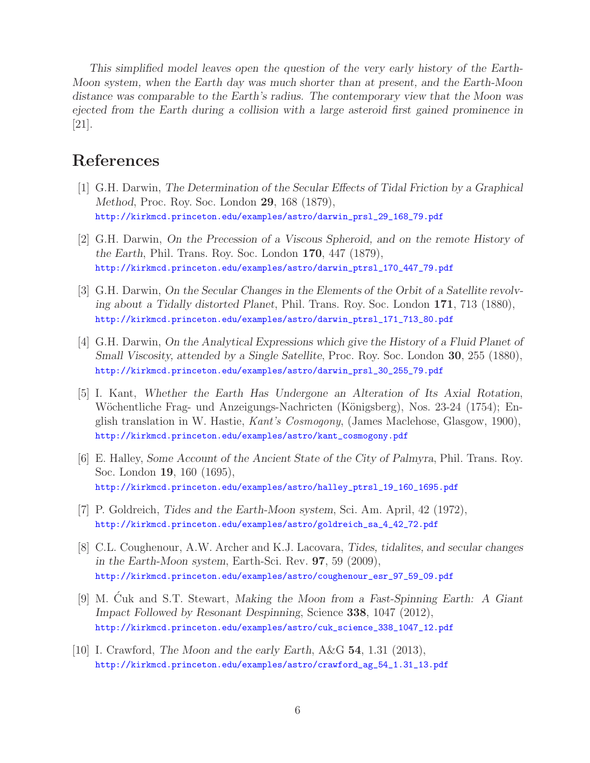*This simplified model leaves open the question of the very early history of the Earth-Moon system, when the Earth day was much shorter than at present, and the Earth-Moon distance was comparable to the Earth's radius. The contemporary view that the Moon was ejected from the Earth during a collision with a large asteroid first gained prominence in* [21].

# References

[1] G.H. Darwin, *The Determination of the Secular Effects of Tidal Friction by a Graphical Method*, Proc. Roy. Soc. London **29**, 168 (1879),
http://kirkmcd.princeton.edu/examples/astro/darwin_prsl_29_168_79.pdf

[2] G.H. Darwin, *On the Precession of a Viscous Spheroid, and on the remote History of the Earth*, Phil. Trans. Roy. Soc. London **170**, 447 (1879),
http://kirkmcd.princeton.edu/examples/astro/darwin_ptrsl_170_447_79.pdf

[3] G.H. Darwin, *On the Secular Changes in the Elements of the Orbit of a Satellite revolving about a Tidally distorted Planet*, Phil. Trans. Roy. Soc. London **171**, 713 (1880),
http://kirkmcd.princeton.edu/examples/astro/darwin_ptrsl_171_713_80.pdf

[4] G.H. Darwin, *On the Analytical Expressions which give the History of a Fluid Planet of Small Viscosity, attended by a Single Satellite*, Proc. Roy. Soc. London **30**, 255 (1880),
http://kirkmcd.princeton.edu/examples/astro/darwin_prsl_30_255_79.pdf

[5] I. Kant, *Whether the Earth Has Undergone an Alteration of Its Axial Rotation*, Wöchentliche Frag- und Anzeigungs-Nachricten (Königsberg), Nos. 23-24 (1754); English translation in W. Hastie, *Kant's Cosmogony*, (James Maclehose, Glasgow, 1900),
http://kirkmcd.princeton.edu/examples/astro/kant_cosmogony.pdf

[6] E. Halley, *Some Account of the Ancient State of the City of Palmyra*, Phil. Trans. Roy. Soc. London **19**, 160 (1695),
http://kirkmcd.princeton.edu/examples/astro/halley_ptrsl_19_160_1695.pdf

[7] P. Goldreich, *Tides and the Earth-Moon system*, Sci. Am. April, 42 (1972),
http://kirkmcd.princeton.edu/examples/astro/goldreich_sa_4_42_72.pdf

[8] C.L. Coughenour, A.W. Archer and K.J. Lacovara, *Tides, tidalites, and secular changes in the Earth-Moon system*, Earth-Sci. Rev. **97**, 59 (2009),
http://kirkmcd.princeton.edu/examples/astro/coughenour_esr_97_59_09.pdf

[9] M. Ćuk and S.T. Stewart, *Making the Moon from a Fast-Spinning Earth: A Giant Impact Followed by Resonant Despinning*, Science **338**, 1047 (2012),
http://kirkmcd.princeton.edu/examples/astro/cuk_science_338_1047_12.pdf

[10] I. Crawford, *The Moon and the early Earth*, A&G **54**, 1.31 (2013),
http://kirkmcd.princeton.edu/examples/astro/crawford_ag_54_1.31_13.pdf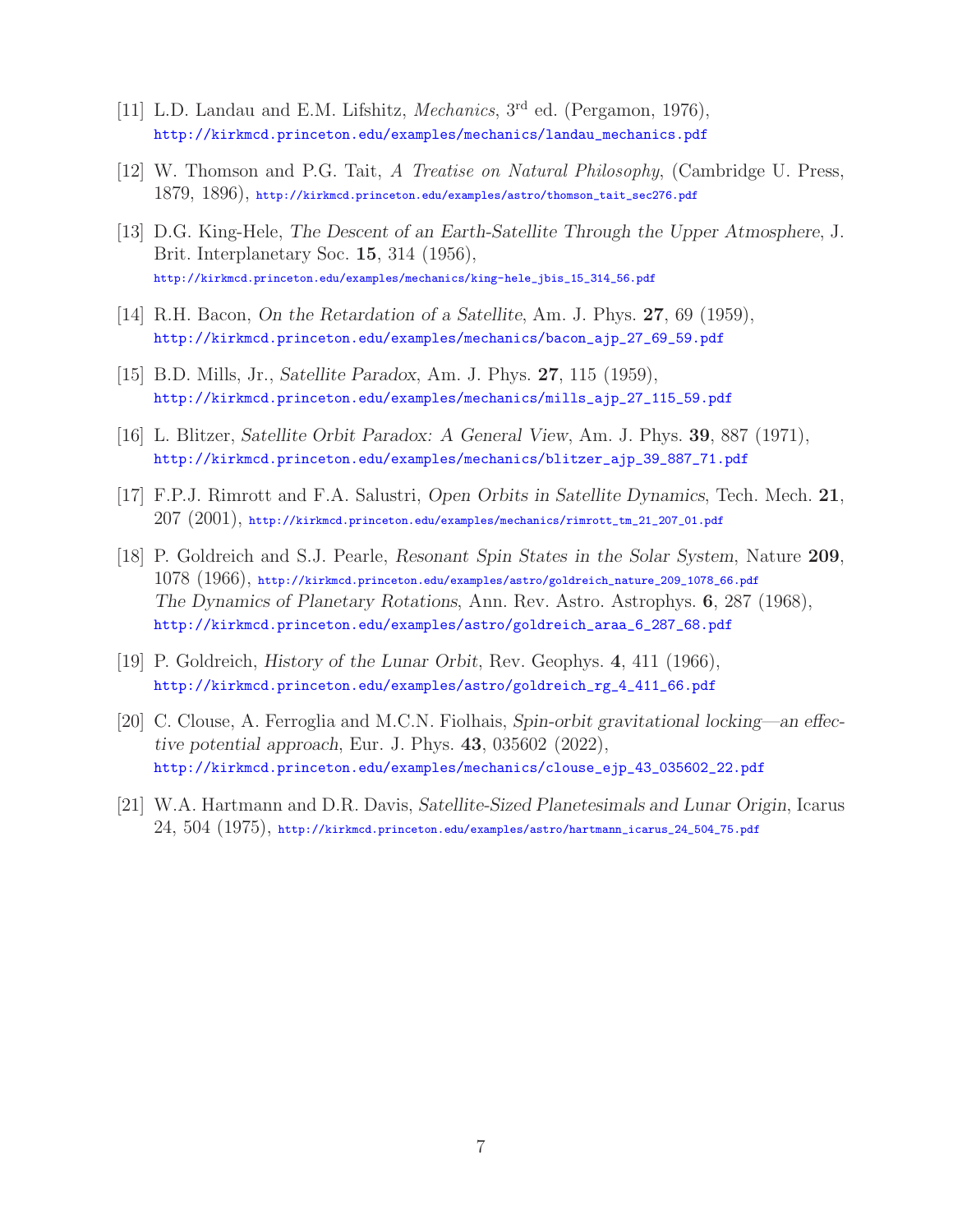[11] L.D. Landau and E.M. Lifshitz, *Mechanics*, 3rd ed. (Pergamon, 1976), http://kirkmcd.princeton.edu/examples/mechanics/landau_mechanics.pdf

[12] W. Thomson and P.G. Tait, *A Treatise on Natural Philosophy*, (Cambridge U. Press, 1879, 1896), http://kirkmcd.princeton.edu/examples/astro/thomson_tait_sec276.pdf

[13] D.G. King-Hele, *The Descent of an Earth-Satellite Through the Upper Atmosphere*, J. Brit. Interplanetary Soc. **15**, 314 (1956), http://kirkmcd.princeton.edu/examples/mechanics/king-hele_jbis_15_314_56.pdf

[14] R.H. Bacon, *On the Retardation of a Satellite*, Am. J. Phys. **27**, 69 (1959), http://kirkmcd.princeton.edu/examples/mechanics/bacon_ajp_27_69_59.pdf

[15] B.D. Mills, Jr., *Satellite Paradox*, Am. J. Phys. **27**, 115 (1959), http://kirkmcd.princeton.edu/examples/mechanics/mills_ajp_27_115_59.pdf

[16] L. Blitzer, *Satellite Orbit Paradox: A General View*, Am. J. Phys. **39**, 887 (1971), http://kirkmcd.princeton.edu/examples/mechanics/blitzer_ajp_39_887_71.pdf

[17] F.P.J. Rimrott and F.A. Salustri, *Open Orbits in Satellite Dynamics*, Tech. Mech. **21**, 207 (2001), http://kirkmcd.princeton.edu/examples/mechanics/rimrott_tm_21_207_01.pdf

[18] P. Goldreich and S.J. Pearle, *Resonant Spin States in the Solar System*, Nature **209**, 1078 (1966), http://kirkmcd.princeton.edu/examples/astro/goldreich_nature_209_1078_66.pdf
*The Dynamics of Planetary Rotations*, Ann. Rev. Astro. Astrophys. **6**, 287 (1968), http://kirkmcd.princeton.edu/examples/astro/goldreich_araa_6_287_68.pdf

[19] P. Goldreich, *History of the Lunar Orbit*, Rev. Geophys. **4**, 411 (1966), http://kirkmcd.princeton.edu/examples/astro/goldreich_rg_4_411_66.pdf

[20] C. Clouse, A. Ferroglia and M.C.N. Fiolhais, *Spin-orbit gravitational locking—an effective potential approach*, Eur. J. Phys. **43**, 035602 (2022), http://kirkmcd.princeton.edu/examples/mechanics/clouse_ejp_43_035602_22.pdf

[21] W.A. Hartmann and D.R. Davis, *Satellite-Sized Planetesimals and Lunar Origin*, Icarus 24, 504 (1975), http://kirkmcd.princeton.edu/examples/astro/hartmann_icarus_24_504_75.pdf